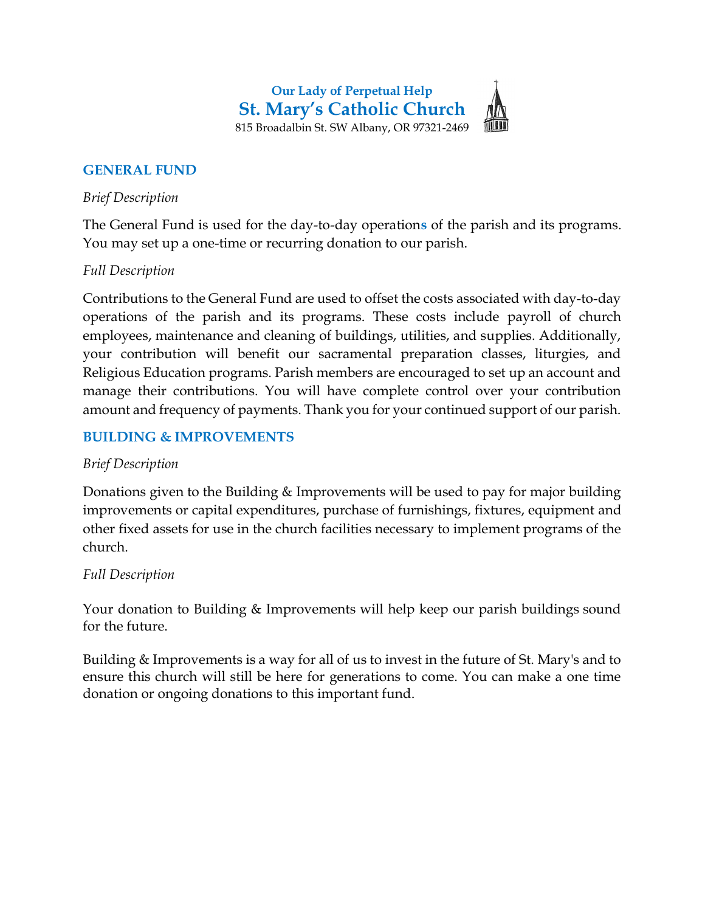**Our Lady of Perpetual Help**

# St. Mary's Catholic Church

815 Broadalbin St. SW Albany, OR 97321-2469

## GENERAL FUND

*Brief Description*

The General Fund is used for the day-to-day operations of the parish and its programs. You may set up a one-time or recurring donation to our parish.

*Full Description*

Contributions to the General Fund are used to offset the costs associated with day-to-day operations of the parish and its programs. These costs include payroll of church employees, maintenance and cleaning of buildings, utilities, and supplies. Additionally, your contribution will benefit our sacramental preparation classes, liturgies, and Religious Education programs. Parish members are encouraged to set up an account and manage their contributions. You will have complete control over your contribution amount and frequency of payments. Thank you for your continued support of our parish.

## BUILDING & IMPROVEMENTS

*Brief Description*

Donations given to the Building & Improvements will be used to pay for major building improvements or capital expenditures, purchase of furnishings, fixtures, equipment and other fixed assets for use in the church facilities necessary to implement programs of the church.

*Full Description*

Your donation to Building & Improvements will help keep our parish buildings sound for the future.

Building & Improvements is a way for all of us to invest in the future of St. Mary's and to ensure this church will still be here for generations to come. You can make a one time donation or ongoing donations to this important fund.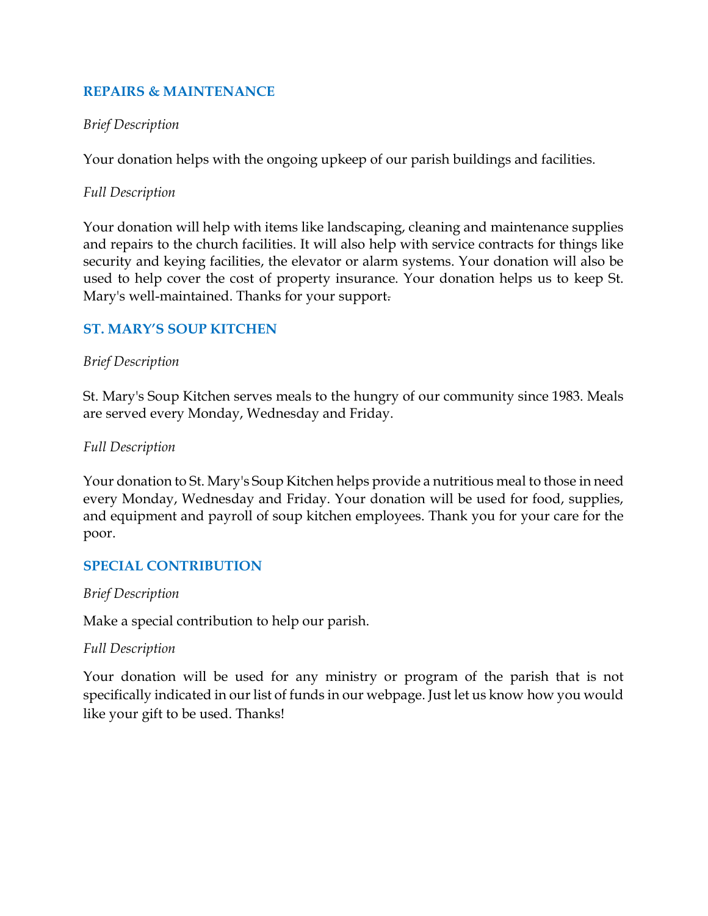## REPAIRS & MAINTENANCE

*Brief Description*

Your donation helps with the ongoing upkeep of our parish buildings and facilities.

*Full Description*

Your donation will help with items like landscaping, cleaning and maintenance supplies and repairs to the church facilities. It will also help with service contracts for things like security and keying facilities, the elevator or alarm systems. Your donation will also be used to help cover the cost of property insurance. Your donation helps us to keep St. Mary's well-maintained. Thanks for your support.

## ST. MARY'S SOUP KITCHEN

*Brief Description*

St. Mary's Soup Kitchen serves meals to the hungry of our community since 1983. Meals are served every Monday, Wednesday and Friday.

*Full Description*

Your donation to St. Mary's Soup Kitchen helps provide a nutritious meal to those in need every Monday, Wednesday and Friday. Your donation will be used for food, supplies, and equipment and payroll of soup kitchen employees. Thank you for your care for the poor.

## SPECIAL CONTRIBUTION

*Brief Description*

Make a special contribution to help our parish.

*Full Description*

Your donation will be used for any ministry or program of the parish that is not specifically indicated in our list of funds in our webpage. Just let us know how you would like your gift to be used. Thanks!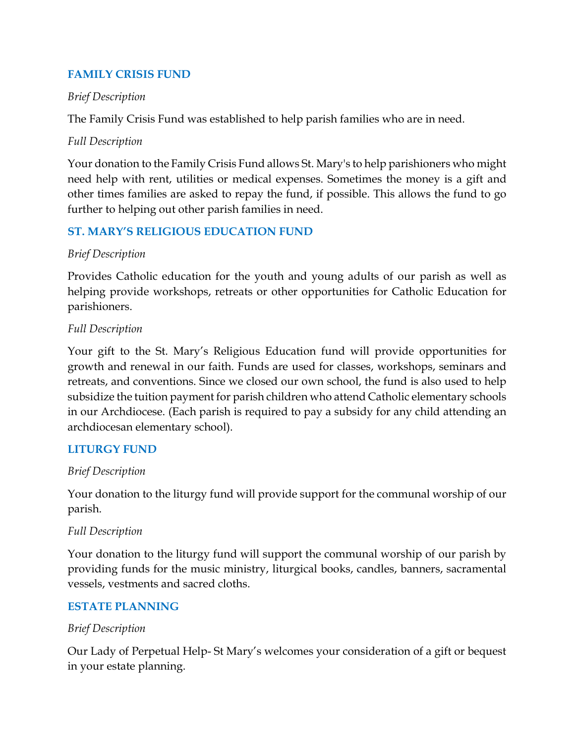## FAMILY CRISIS FUND

*Brief Description*

The Family Crisis Fund was established to help parish families who are in need.

*Full Description*

Your donation to the Family Crisis Fund allows St. Mary's to help parishioners who might need help with rent, utilities or medical expenses. Sometimes the money is a gift and other times families are asked to repay the fund, if possible. This allows the fund to go further to helping out other parish families in need.

## ST. MARY'S RELIGIOUS EDUCATION FUND

*Brief Description*

Provides Catholic education for the youth and young adults of our parish as well as helping provide workshops, retreats or other opportunities for Catholic Education for parishioners.

*Full Description*

Your gift to the St. Mary's Religious Education fund will provide opportunities for growth and renewal in our faith. Funds are used for classes, workshops, seminars and retreats, and conventions. Since we closed our own school, the fund is also used to help subsidize the tuition payment for parish children who attend Catholic elementary schools in our Archdiocese. (Each parish is required to pay a subsidy for any child attending an archdiocesan elementary school).

## LITURGY FUND

*Brief Description*

Your donation to the liturgy fund will provide support for the communal worship of our parish.

*Full Description*

Your donation to the liturgy fund will support the communal worship of our parish by providing funds for the music ministry, liturgical books, candles, banners, sacramental vessels, vestments and sacred cloths.

## ESTATE PLANNING

*Brief Description*

Our Lady of Perpetual Help- St Mary's welcomes your consideration of a gift or bequest in your estate planning.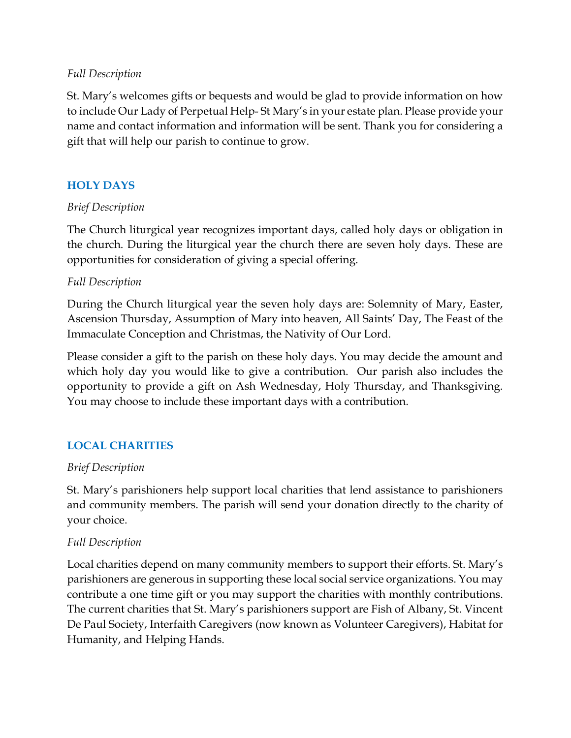*Full Description*

St. Mary's welcomes gifts or bequests and would be glad to provide information on how to include Our Lady of Perpetual Help- St Mary's in your estate plan. Please provide your name and contact information and information will be sent. Thank you for considering a gift that will help our parish to continue to grow.

## HOLY DAYS

*Brief Description*

The Church liturgical year recognizes important days, called holy days or obligation in the church. During the liturgical year the church there are seven holy days. These are opportunities for consideration of giving a special offering.

*Full Description*

During the Church liturgical year the seven holy days are: Solemnity of Mary, Easter, Ascension Thursday, Assumption of Mary into heaven, All Saints' Day, The Feast of the Immaculate Conception and Christmas, the Nativity of Our Lord.

Please consider a gift to the parish on these holy days. You may decide the amount and which holy day you would like to give a contribution. Our parish also includes the opportunity to provide a gift on Ash Wednesday, Holy Thursday, and Thanksgiving. You may choose to include these important days with a contribution.

## LOCAL CHARITIES

*Brief Description*

St. Mary's parishioners help support local charities that lend assistance to parishioners and community members. The parish will send your donation directly to the charity of your choice.

*Full Description*

Local charities depend on many community members to support their efforts. St. Mary's parishioners are generous in supporting these local social service organizations. You may contribute a one time gift or you may support the charities with monthly contributions. The current charities that St. Mary's parishioners support are Fish of Albany, St. Vincent De Paul Society, Interfaith Caregivers (now known as Volunteer Caregivers), Habitat for Humanity, and Helping Hands.